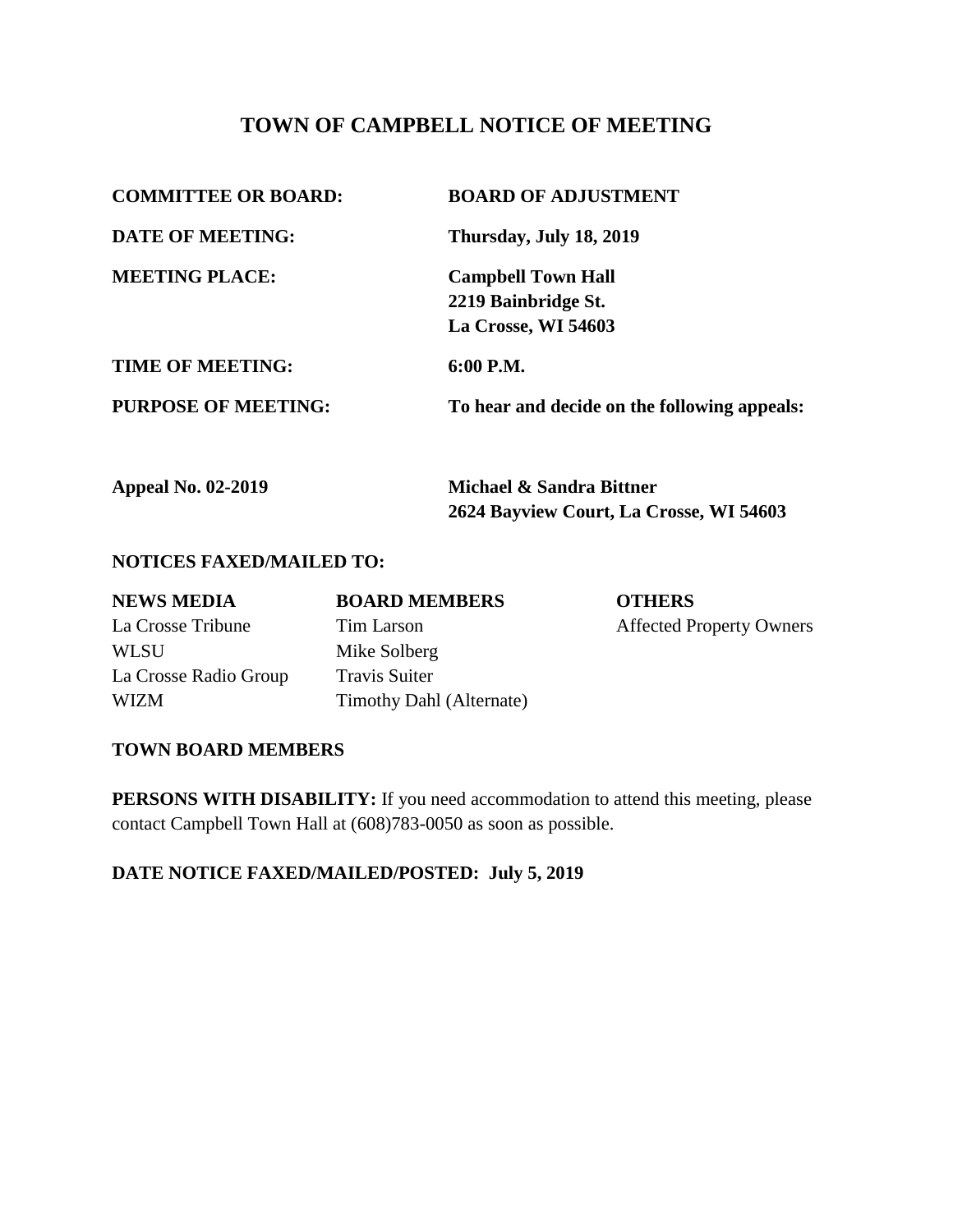# TOWN OF CAMPBELL NOTICE OF MEETING

**COMMITTEE OR BOARD:** **BOARD OF ADJUSTMENT**

**DATE OF MEETING:** **Thursday, July 18, 2019**

**MEETING PLACE:** **Campbell Town Hall**
**2219 Bainbridge St.**
**La Crosse, WI 54603**

**TIME OF MEETING:** **6:00 P.M.**

**PURPOSE OF MEETING:** **To hear and decide on the following appeals:**

**Appeal No. 02-2019** **Michael & Sandra Bittner**
**2624 Bayview Court, La Crosse, WI 54603**

**NOTICES FAXED/MAILED TO:**

| **NEWS MEDIA** | **BOARD MEMBERS** | **OTHERS** |
|---|---|---|
| La Crosse Tribune | Tim Larson | Affected Property Owners |
| WLSU | Mike Solberg | |
| La Crosse Radio Group | Travis Suiter | |
| WIZM | Timothy Dahl (Alternate) | |

**TOWN BOARD MEMBERS**

**PERSONS WITH DISABILITY:** If you need accommodation to attend this meeting, please contact Campbell Town Hall at (608)783-0050 as soon as possible.

**DATE NOTICE FAXED/MAILED/POSTED: July 5, 2019**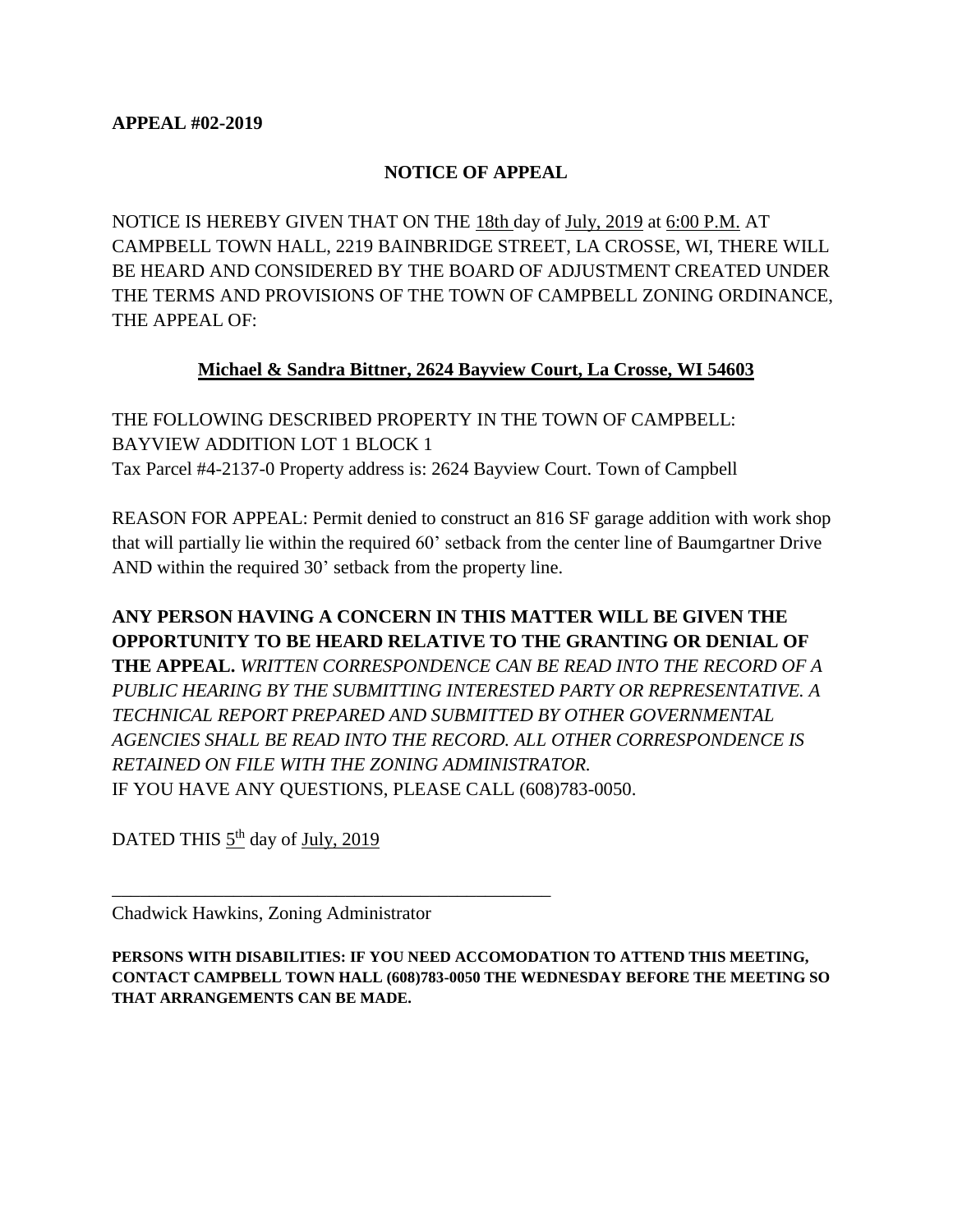**APPEAL #02-2019**

## NOTICE OF APPEAL

NOTICE IS HEREBY GIVEN THAT ON THE 18th day of July, 2019 at 6:00 P.M. AT CAMPBELL TOWN HALL, 2219 BAINBRIDGE STREET, LA CROSSE, WI, THERE WILL BE HEARD AND CONSIDERED BY THE BOARD OF ADJUSTMENT CREATED UNDER THE TERMS AND PROVISIONS OF THE TOWN OF CAMPBELL ZONING ORDINANCE, THE APPEAL OF:

**Michael & Sandra Bittner, 2624 Bayview Court, La Crosse, WI 54603**

THE FOLLOWING DESCRIBED PROPERTY IN THE TOWN OF CAMPBELL:
BAYVIEW ADDITION LOT 1 BLOCK 1
Tax Parcel #4-2137-0 Property address is: 2624 Bayview Court. Town of Campbell

REASON FOR APPEAL: Permit denied to construct an 816 SF garage addition with work shop that will partially lie within the required 60' setback from the center line of Baumgartner Drive AND within the required 30' setback from the property line.

**ANY PERSON HAVING A CONCERN IN THIS MATTER WILL BE GIVEN THE OPPORTUNITY TO BE HEARD RELATIVE TO THE GRANTING OR DENIAL OF THE APPEAL.** *WRITTEN CORRESPONDENCE CAN BE READ INTO THE RECORD OF A PUBLIC HEARING BY THE SUBMITTING INTERESTED PARTY OR REPRESENTATIVE. A TECHNICAL REPORT PREPARED AND SUBMITTED BY OTHER GOVERNMENTAL AGENCIES SHALL BE READ INTO THE RECORD. ALL OTHER CORRESPONDENCE IS RETAINED ON FILE WITH THE ZONING ADMINISTRATOR.*
IF YOU HAVE ANY QUESTIONS, PLEASE CALL (608)783-0050.

DATED THIS 5th day of July, 2019

\_\_\_\_\_\_\_\_\_\_\_\_\_\_\_\_\_\_\_\_\_\_\_\_\_\_\_\_\_\_\_\_\_\_\_\_\_\_\_\_\_\_\_\_

Chadwick Hawkins, Zoning Administrator

**PERSONS WITH DISABILITIES: IF YOU NEED ACCOMODATION TO ATTEND THIS MEETING, CONTACT CAMPBELL TOWN HALL (608)783-0050 THE WEDNESDAY BEFORE THE MEETING SO THAT ARRANGEMENTS CAN BE MADE.**